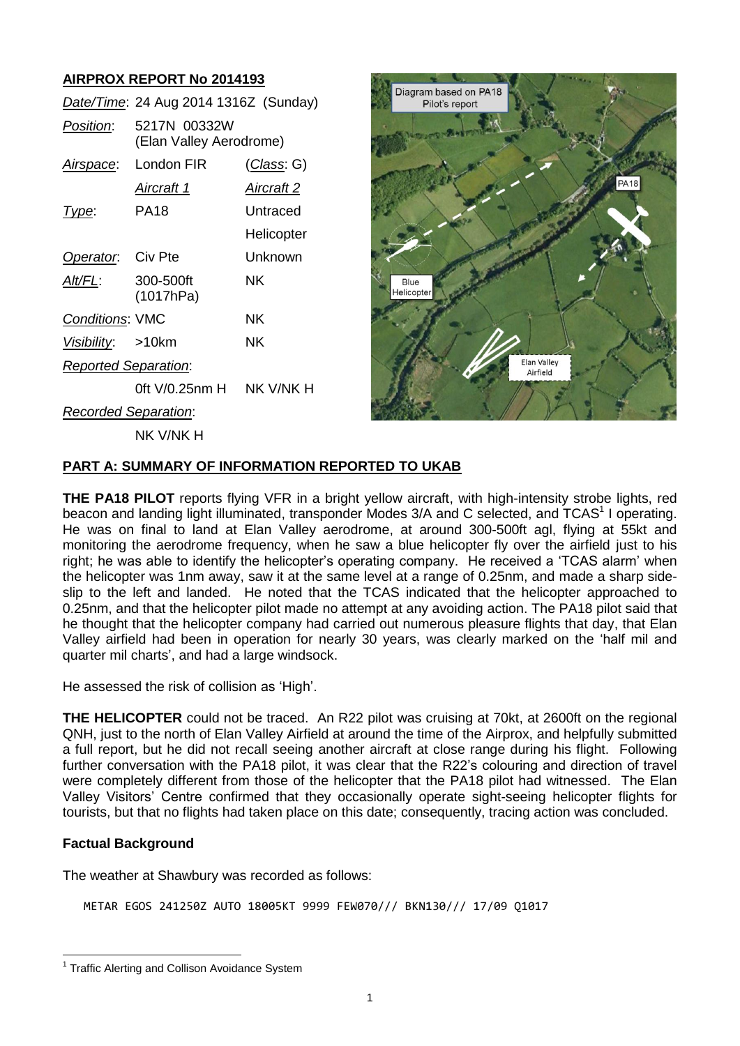## AIRPROX REPORT No 2014193

| | | |
|---|---|---|
| *Date/Time*: | 24 Aug 2014 1316Z (Sunday) | |
| *Position*: | 5217N 00332W (Elan Valley Aerodrome) | |
| *Airspace*: | London FIR | (*Class*: G) |
| | *Aircraft 1* | *Aircraft 2* |
| *Type*: | PA18 | Untraced Helicopter |
| *Operator*: | Civ Pte | Unknown |
| *Alt/FL*: | 300-500ft (1017hPa) | NK |
| *Conditions*: | VMC | NK |
| *Visibility*: | >10km | NK |
| *Reported Separation*: | | |
| | 0ft V/0.25nm H | NK V/NK H |
| *Recorded Separation*: | | |
| | NK V/NK H | |

Diagram based on PA18 Pilot's report

PA18

Blue Helicopter

Elan Valley Airfield

## PART A: SUMMARY OF INFORMATION REPORTED TO UKAB

**THE PA18 PILOT** reports flying VFR in a bright yellow aircraft, with high-intensity strobe lights, red beacon and landing light illuminated, transponder Modes 3/A and C selected, and TCAS[1] I operating. He was on final to land at Elan Valley aerodrome, at around 300-500ft agl, flying at 55kt and monitoring the aerodrome frequency, when he saw a blue helicopter fly over the airfield just to his right; he was able to identify the helicopter's operating company. He received a 'TCAS alarm' when the helicopter was 1nm away, saw it at the same level at a range of 0.25nm, and made a sharp side-slip to the left and landed. He noted that the TCAS indicated that the helicopter approached to 0.25nm, and that the helicopter pilot made no attempt at any avoiding action. The PA18 pilot said that he thought that the helicopter company had carried out numerous pleasure flights that day, that Elan Valley airfield had been in operation for nearly 30 years, was clearly marked on the 'half mil and quarter mil charts', and had a large windsock.

He assessed the risk of collision as 'High'.

**THE HELICOPTER** could not be traced. An R22 pilot was cruising at 70kt, at 2600ft on the regional QNH, just to the north of Elan Valley Airfield at around the time of the Airprox, and helpfully submitted a full report, but he did not recall seeing another aircraft at close range during his flight. Following further conversation with the PA18 pilot, it was clear that the R22's colouring and direction of travel were completely different from those of the helicopter that the PA18 pilot had witnessed. The Elan Valley Visitors' Centre confirmed that they occasionally operate sight-seeing helicopter flights for tourists, but that no flights had taken place on this date; consequently, tracing action was concluded.

### Factual Background

The weather at Shawbury was recorded as follows:

```
METAR EGOS 241250Z AUTO 18005KT 9999 FEW070/// BKN130/// 17/09 Q1017
```

[1] Traffic Alerting and Collison Avoidance System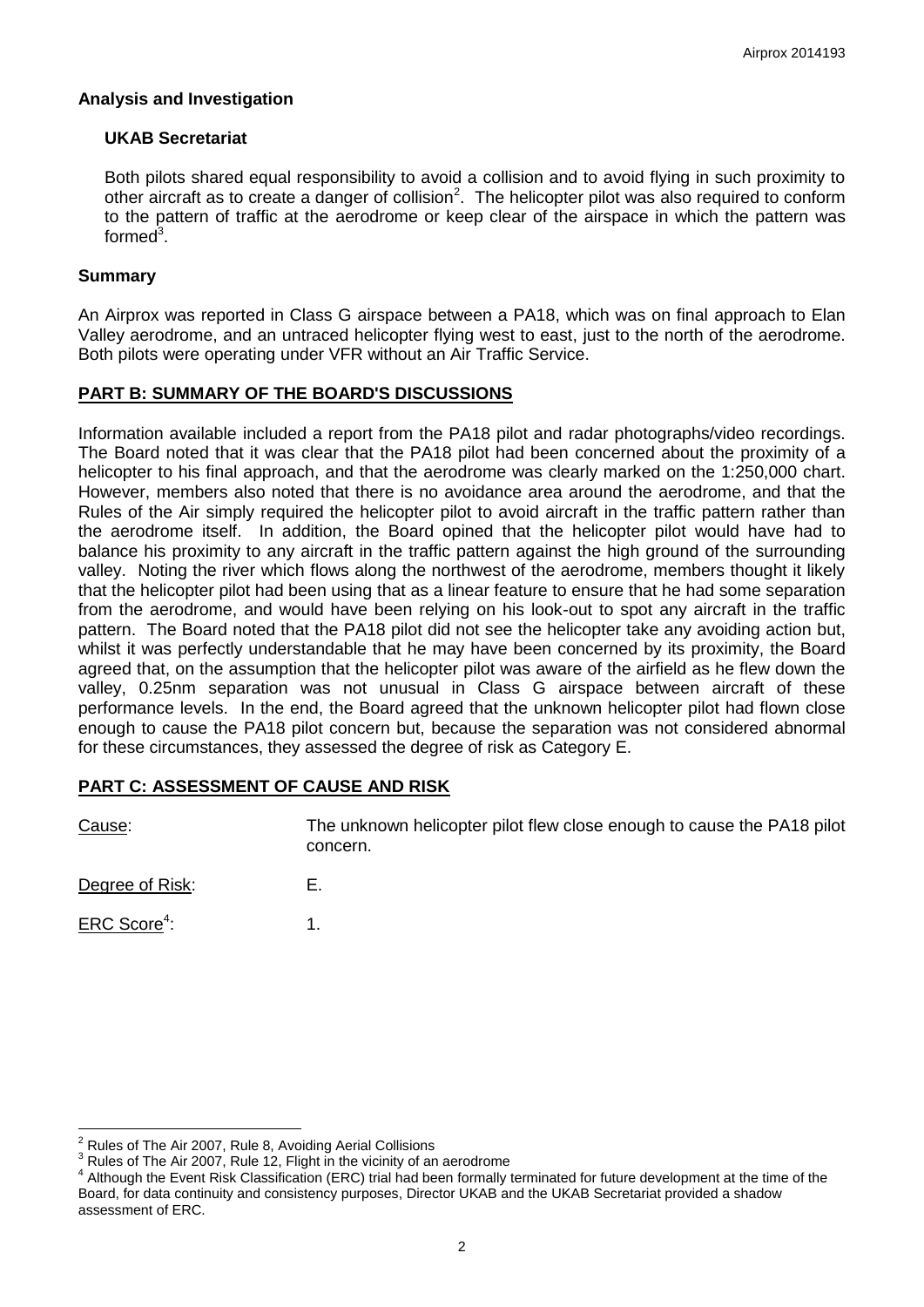## Analysis and Investigation

### UKAB Secretariat

Both pilots shared equal responsibility to avoid a collision and to avoid flying in such proximity to other aircraft as to create a danger of collision[2]. The helicopter pilot was also required to conform to the pattern of traffic at the aerodrome or keep clear of the airspace in which the pattern was formed[3].

## Summary

An Airprox was reported in Class G airspace between a PA18, which was on final approach to Elan Valley aerodrome, and an untraced helicopter flying west to east, just to the north of the aerodrome. Both pilots were operating under VFR without an Air Traffic Service.

## PART B: SUMMARY OF THE BOARD'S DISCUSSIONS

Information available included a report from the PA18 pilot and radar photographs/video recordings. The Board noted that it was clear that the PA18 pilot had been concerned about the proximity of a helicopter to his final approach, and that the aerodrome was clearly marked on the 1:250,000 chart. However, members also noted that there is no avoidance area around the aerodrome, and that the Rules of the Air simply required the helicopter pilot to avoid aircraft in the traffic pattern rather than the aerodrome itself. In addition, the Board opined that the helicopter pilot would have had to balance his proximity to any aircraft in the traffic pattern against the high ground of the surrounding valley. Noting the river which flows along the northwest of the aerodrome, members thought it likely that the helicopter pilot had been using that as a linear feature to ensure that he had some separation from the aerodrome, and would have been relying on his look-out to spot any aircraft in the traffic pattern. The Board noted that the PA18 pilot did not see the helicopter take any avoiding action but, whilst it was perfectly understandable that he may have been concerned by its proximity, the Board agreed that, on the assumption that the helicopter pilot was aware of the airfield as he flew down the valley, 0.25nm separation was not unusual in Class G airspace between aircraft of these performance levels. In the end, the Board agreed that the unknown helicopter pilot had flown close enough to cause the PA18 pilot concern but, because the separation was not considered abnormal for these circumstances, they assessed the degree of risk as Category E.

## PART C: ASSESSMENT OF CAUSE AND RISK

| | |
|---|---|
| Cause: | The unknown helicopter pilot flew close enough to cause the PA18 pilot concern. |
| Degree of Risk: | E. |
| ERC Score[4]: | 1. |

---

[2] Rules of The Air 2007, Rule 8, Avoiding Aerial Collisions

[3] Rules of The Air 2007, Rule 12, Flight in the vicinity of an aerodrome

[4] Although the Event Risk Classification (ERC) trial had been formally terminated for future development at the time of the Board, for data continuity and consistency purposes, Director UKAB and the UKAB Secretariat provided a shadow assessment of ERC.